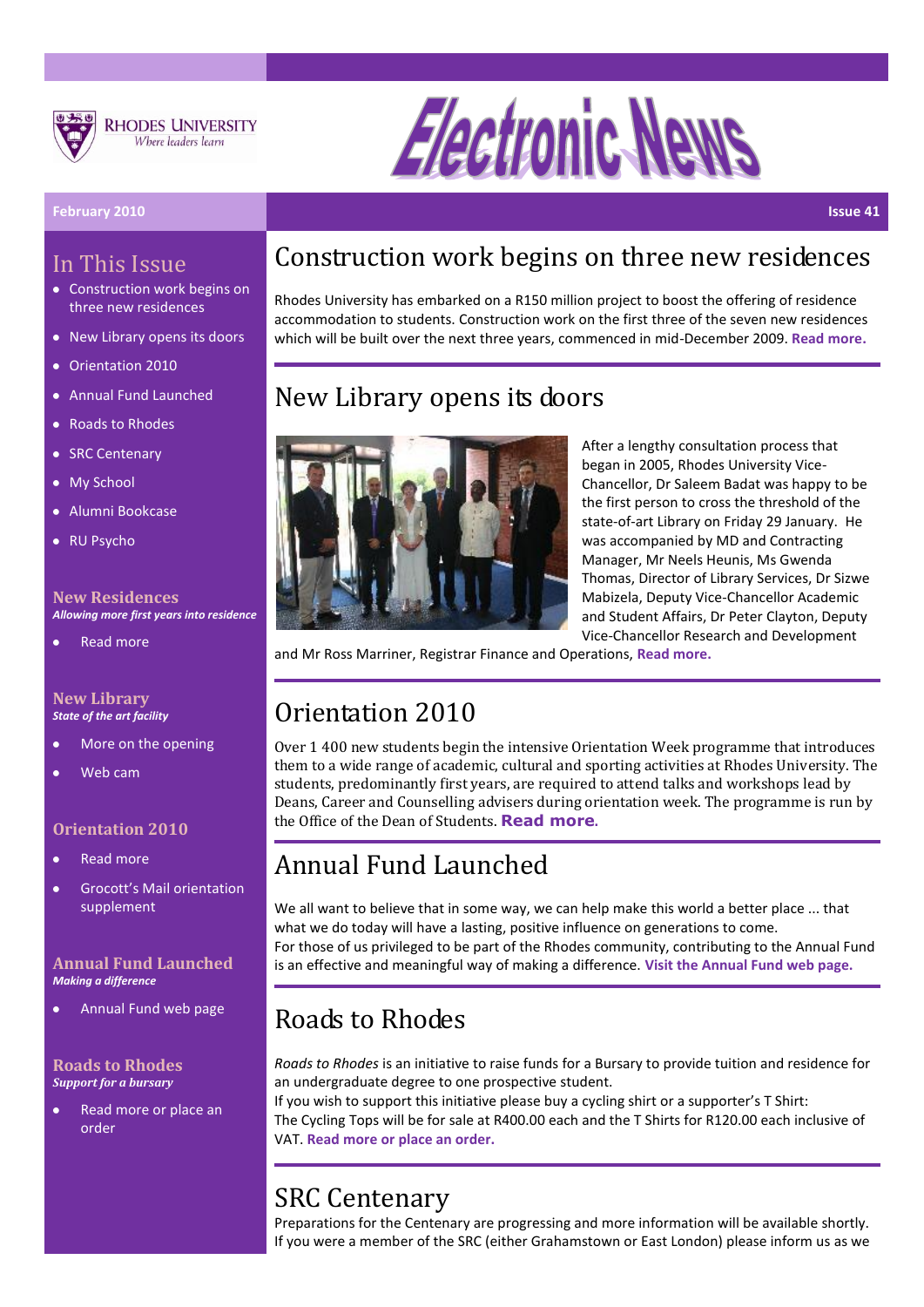RHODES UNIVERSITY
*Where leaders learn*

# Electronic News

February 2010

Issue 41

## In This Issue

- Construction work begins on three new residences
- New Library opens its doors
- Orientation 2010
- Annual Fund Launched
- Roads to Rhodes
- SRC Centenary
- My School
- Alumni Bookcase
- RU Psycho

### New Residences

***Allowing more first years into residence***

- Read more

### New Library

***State of the art facility***

- More on the opening
- Web cam

### Orientation 2010

- Read more
- Grocott's Mail orientation supplement

### Annual Fund Launched

***Making a difference***

- Annual Fund web page

### Roads to Rhodes

***Support for a bursary***

- Read more or place an order

## Construction work begins on three new residences

Rhodes University has embarked on a R150 million project to boost the offering of residence accommodation to students. Construction work on the first three of the seven new residences which will be built over the next three years, commenced in mid-December 2009. **Read more.**

## New Library opens its doors

After a lengthy consultation process that began in 2005, Rhodes University Vice-Chancellor, Dr Saleem Badat was happy to be the first person to cross the threshold of the state-of-art Library on Friday 29 January. He was accompanied by MD and Contracting Manager, Mr Neels Heunis, Ms Gwenda Thomas, Director of Library Services, Dr Sizwe Mabizela, Deputy Vice-Chancellor Academic and Student Affairs, Dr Peter Clayton, Deputy Vice-Chancellor Research and Development and Mr Ross Marriner, Registrar Finance and Operations, **Read more.**

## Orientation 2010

Over 1 400 new students begin the intensive Orientation Week programme that introduces them to a wide range of academic, cultural and sporting activities at Rhodes University. The students, predominantly first years, are required to attend talks and workshops lead by Deans, Career and Counselling advisers during orientation week. The programme is run by the Office of the Dean of Students. **Read more**.

## Annual Fund Launched

We all want to believe that in some way, we can help make this world a better place ... that what we do today will have a lasting, positive influence on generations to come.
For those of us privileged to be part of the Rhodes community, contributing to the Annual Fund is an effective and meaningful way of making a difference. **Visit the Annual Fund web page.**

## Roads to Rhodes

*Roads to Rhodes* is an initiative to raise funds for a Bursary to provide tuition and residence for an undergraduate degree to one prospective student.
If you wish to support this initiative please buy a cycling shirt or a supporter's T Shirt:
The Cycling Tops will be for sale at R400.00 each and the T Shirts for R120.00 each inclusive of VAT. **Read more or place an order.**

## SRC Centenary

Preparations for the Centenary are progressing and more information will be available shortly. If you were a member of the SRC (either Grahamstown or East London) please inform us as we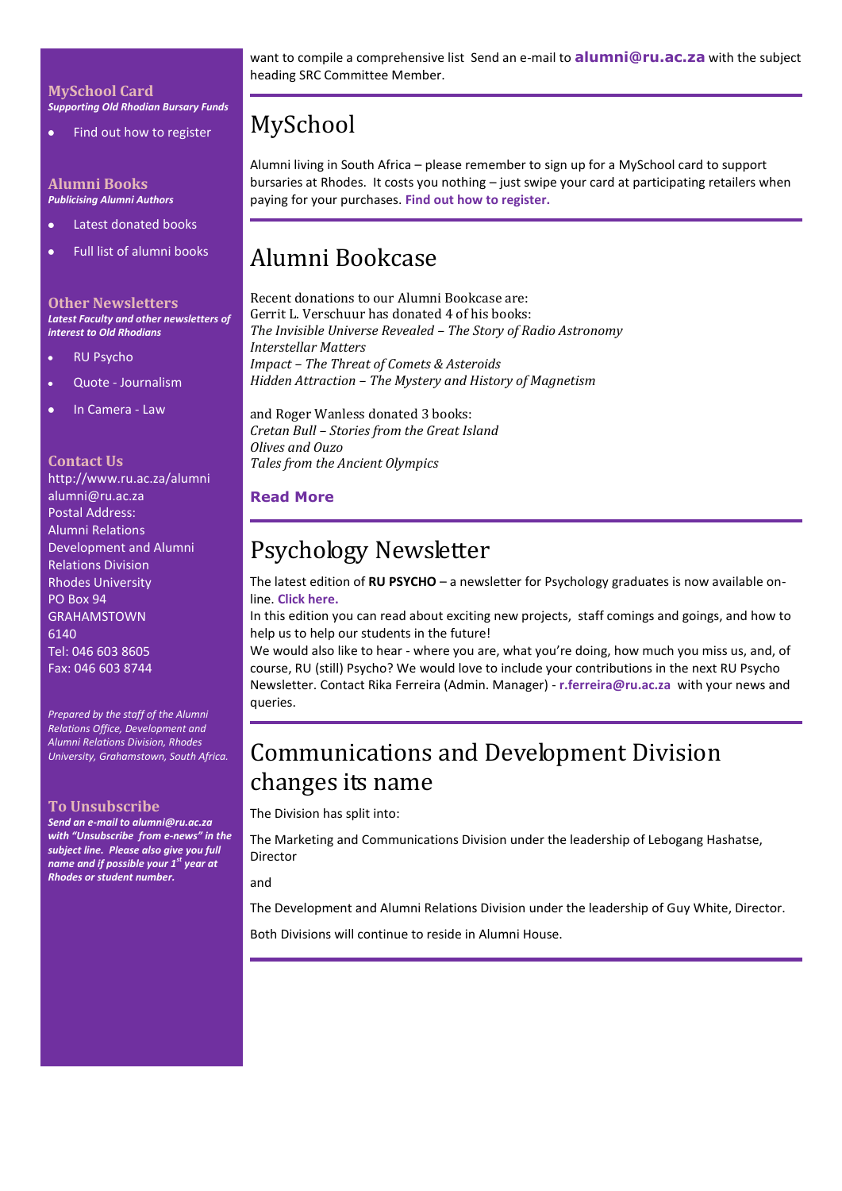want to compile a comprehensive list Send an e-mail to **alumni@ru.ac.za** with the subject heading SRC Committee Member.

# MySchool

Alumni living in South Africa – please remember to sign up for a MySchool card to support bursaries at Rhodes. It costs you nothing – just swipe your card at participating retailers when paying for your purchases. **Find out how to register.**

# Alumni Bookcase

Recent donations to our Alumni Bookcase are:
Gerrit L. Verschuur has donated 4 of his books:
*The Invisible Universe Revealed – The Story of Radio Astronomy*
*Interstellar Matters*
*Impact – The Threat of Comets & Asteroids*
*Hidden Attraction – The Mystery and History of Magnetism*

and Roger Wanless donated 3 books:
*Cretan Bull – Stories from the Great Island*
*Olives and Ouzo*
*Tales from the Ancient Olympics*

**Read More**

# Psychology Newsletter

The latest edition of **RU PSYCHO** – a newsletter for Psychology graduates is now available on-line. **Click here.**
In this edition you can read about exciting new projects, staff comings and goings, and how to help us to help our students in the future!
We would also like to hear - where you are, what you're doing, how much you miss us, and, of course, RU (still) Psycho? We would love to include your contributions in the next RU Psycho Newsletter. Contact Rika Ferreira (Admin. Manager) - **r.ferreira@ru.ac.za** with your news and queries.

# Communications and Development Division changes its name

The Division has split into:

The Marketing and Communications Division under the leadership of Lebogang Hashatse, Director

and

The Development and Alumni Relations Division under the leadership of Guy White, Director.

Both Divisions will continue to reside in Alumni House.

### MySchool Card

***Supporting Old Rhodian Bursary Funds***

- Find out how to register

### Alumni Books

***Publicising Alumni Authors***

- Latest donated books
- Full list of alumni books

### Other Newsletters

***Latest Faculty and other newsletters of interest to Old Rhodians***

- RU Psycho
- Quote - Journalism
- In Camera - Law

### Contact Us

http://www.ru.ac.za/alumni
alumni@ru.ac.za
Postal Address:
Alumni Relations
Development and Alumni Relations Division
Rhodes University
PO Box 94
GRAHAMSTOWN
6140
Tel: 046 603 8605
Fax: 046 603 8744

*Prepared by the staff of the Alumni Relations Office, Development and Alumni Relations Division, Rhodes University, Grahamstown, South Africa.*

### To Unsubscribe

***Send an e-mail to alumni@ru.ac.za with "Unsubscribe from e-news" in the subject line. Please also give you full name and if possible your 1st year at Rhodes or student number.***